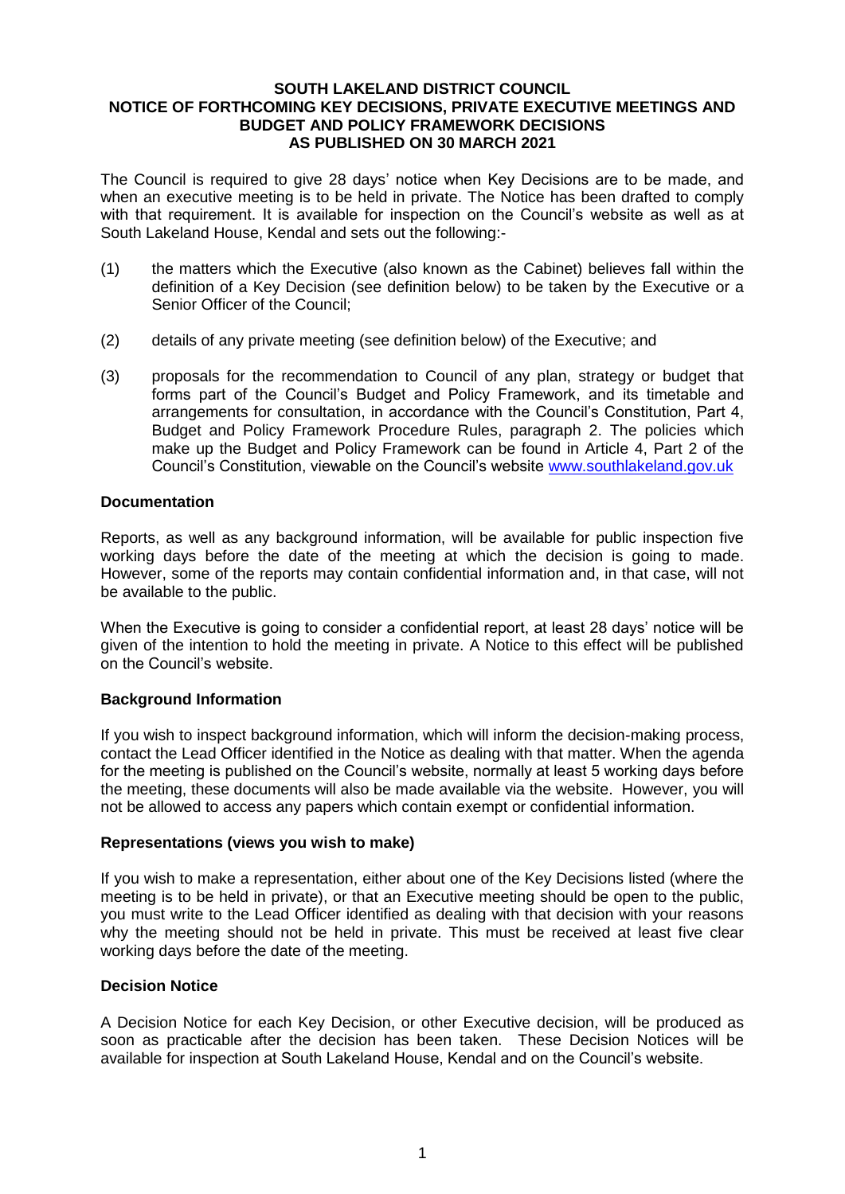# SOUTH LAKELAND DISTRICT COUNCIL
## NOTICE OF FORTHCOMING KEY DECISIONS, PRIVATE EXECUTIVE MEETINGS AND BUDGET AND POLICY FRAMEWORK DECISIONS
## AS PUBLISHED ON 30 MARCH 2021

The Council is required to give 28 days' notice when Key Decisions are to be made, and when an executive meeting is to be held in private. The Notice has been drafted to comply with that requirement. It is available for inspection on the Council's website as well as at South Lakeland House, Kendal and sets out the following:-

(1) the matters which the Executive (also known as the Cabinet) believes fall within the definition of a Key Decision (see definition below) to be taken by the Executive or a Senior Officer of the Council;

(2) details of any private meeting (see definition below) of the Executive; and

(3) proposals for the recommendation to Council of any plan, strategy or budget that forms part of the Council's Budget and Policy Framework, and its timetable and arrangements for consultation, in accordance with the Council's Constitution, Part 4, Budget and Policy Framework Procedure Rules, paragraph 2. The policies which make up the Budget and Policy Framework can be found in Article 4, Part 2 of the Council's Constitution, viewable on the Council's website www.southlakeland.gov.uk

**Documentation**

Reports, as well as any background information, will be available for public inspection five working days before the date of the meeting at which the decision is going to made. However, some of the reports may contain confidential information and, in that case, will not be available to the public.

When the Executive is going to consider a confidential report, at least 28 days' notice will be given of the intention to hold the meeting in private. A Notice to this effect will be published on the Council's website.

**Background Information**

If you wish to inspect background information, which will inform the decision-making process, contact the Lead Officer identified in the Notice as dealing with that matter. When the agenda for the meeting is published on the Council's website, normally at least 5 working days before the meeting, these documents will also be made available via the website. However, you will not be allowed to access any papers which contain exempt or confidential information.

**Representations (views you wish to make)**

If you wish to make a representation, either about one of the Key Decisions listed (where the meeting is to be held in private), or that an Executive meeting should be open to the public, you must write to the Lead Officer identified as dealing with that decision with your reasons why the meeting should not be held in private. This must be received at least five clear working days before the date of the meeting.

**Decision Notice**

A Decision Notice for each Key Decision, or other Executive decision, will be produced as soon as practicable after the decision has been taken. These Decision Notices will be available for inspection at South Lakeland House, Kendal and on the Council's website.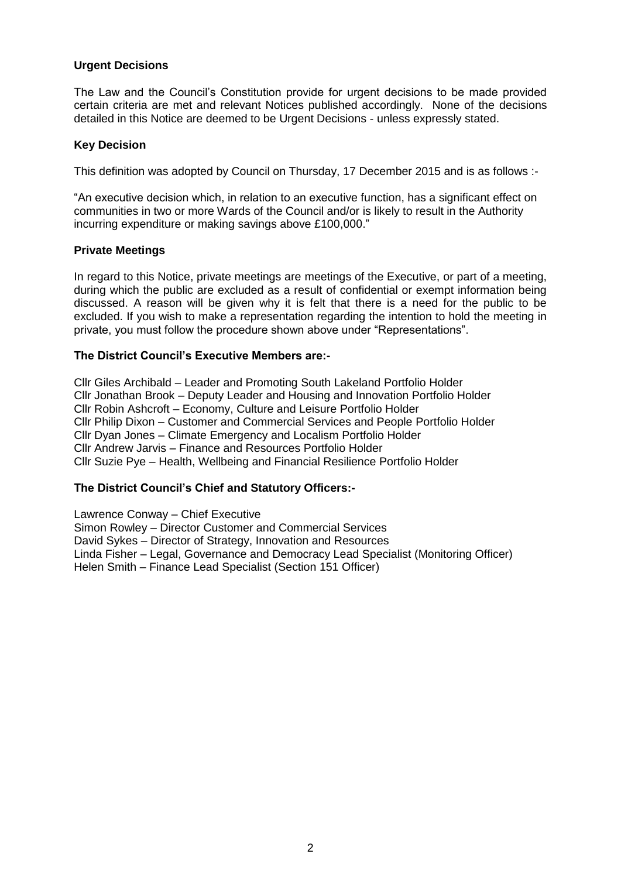### Urgent Decisions

The Law and the Council's Constitution provide for urgent decisions to be made provided certain criteria are met and relevant Notices published accordingly. None of the decisions detailed in this Notice are deemed to be Urgent Decisions - unless expressly stated.

### Key Decision

This definition was adopted by Council on Thursday, 17 December 2015 and is as follows :-

"An executive decision which, in relation to an executive function, has a significant effect on communities in two or more Wards of the Council and/or is likely to result in the Authority incurring expenditure or making savings above £100,000."

### Private Meetings

In regard to this Notice, private meetings are meetings of the Executive, or part of a meeting, during which the public are excluded as a result of confidential or exempt information being discussed. A reason will be given why it is felt that there is a need for the public to be excluded. If you wish to make a representation regarding the intention to hold the meeting in private, you must follow the procedure shown above under "Representations".

### The District Council's Executive Members are:-

Cllr Giles Archibald – Leader and Promoting South Lakeland Portfolio Holder
Cllr Jonathan Brook – Deputy Leader and Housing and Innovation Portfolio Holder
Cllr Robin Ashcroft – Economy, Culture and Leisure Portfolio Holder
Cllr Philip Dixon – Customer and Commercial Services and People Portfolio Holder
Cllr Dyan Jones – Climate Emergency and Localism Portfolio Holder
Cllr Andrew Jarvis – Finance and Resources Portfolio Holder
Cllr Suzie Pye – Health, Wellbeing and Financial Resilience Portfolio Holder

### The District Council's Chief and Statutory Officers:-

Lawrence Conway – Chief Executive
Simon Rowley – Director Customer and Commercial Services
David Sykes – Director of Strategy, Innovation and Resources
Linda Fisher – Legal, Governance and Democracy Lead Specialist (Monitoring Officer)
Helen Smith – Finance Lead Specialist (Section 151 Officer)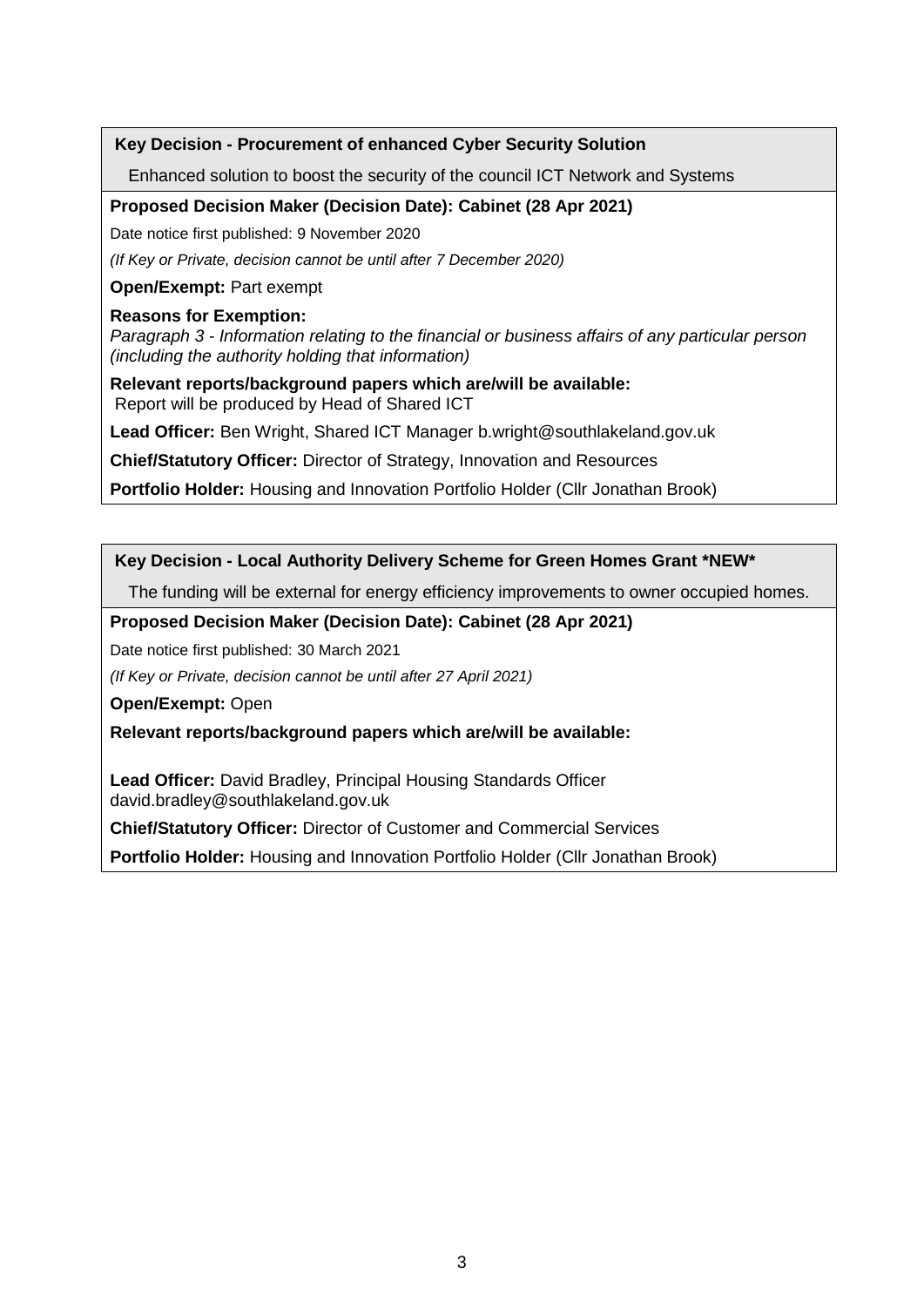**Key Decision - Procurement of enhanced Cyber Security Solution**

Enhanced solution to boost the security of the council ICT Network and Systems

**Proposed Decision Maker (Decision Date): Cabinet (28 Apr 2021)**

Date notice first published: 9 November 2020

*(If Key or Private, decision cannot be until after 7 December 2020)*

**Open/Exempt:** Part exempt

**Reasons for Exemption:**
*Paragraph 3 - Information relating to the financial or business affairs of any particular person (including the authority holding that information)*

**Relevant reports/background papers which are/will be available:**
Report will be produced by Head of Shared ICT

**Lead Officer:** Ben Wright, Shared ICT Manager b.wright@southlakeland.gov.uk

**Chief/Statutory Officer:** Director of Strategy, Innovation and Resources

**Portfolio Holder:** Housing and Innovation Portfolio Holder (Cllr Jonathan Brook)

---

**Key Decision - Local Authority Delivery Scheme for Green Homes Grant *NEW***

The funding will be external for energy efficiency improvements to owner occupied homes.

**Proposed Decision Maker (Decision Date): Cabinet (28 Apr 2021)**

Date notice first published: 30 March 2021

*(If Key or Private, decision cannot be until after 27 April 2021)*

**Open/Exempt:** Open

**Relevant reports/background papers which are/will be available:**

**Lead Officer:** David Bradley, Principal Housing Standards Officer
david.bradley@southlakeland.gov.uk

**Chief/Statutory Officer:** Director of Customer and Commercial Services

**Portfolio Holder:** Housing and Innovation Portfolio Holder (Cllr Jonathan Brook)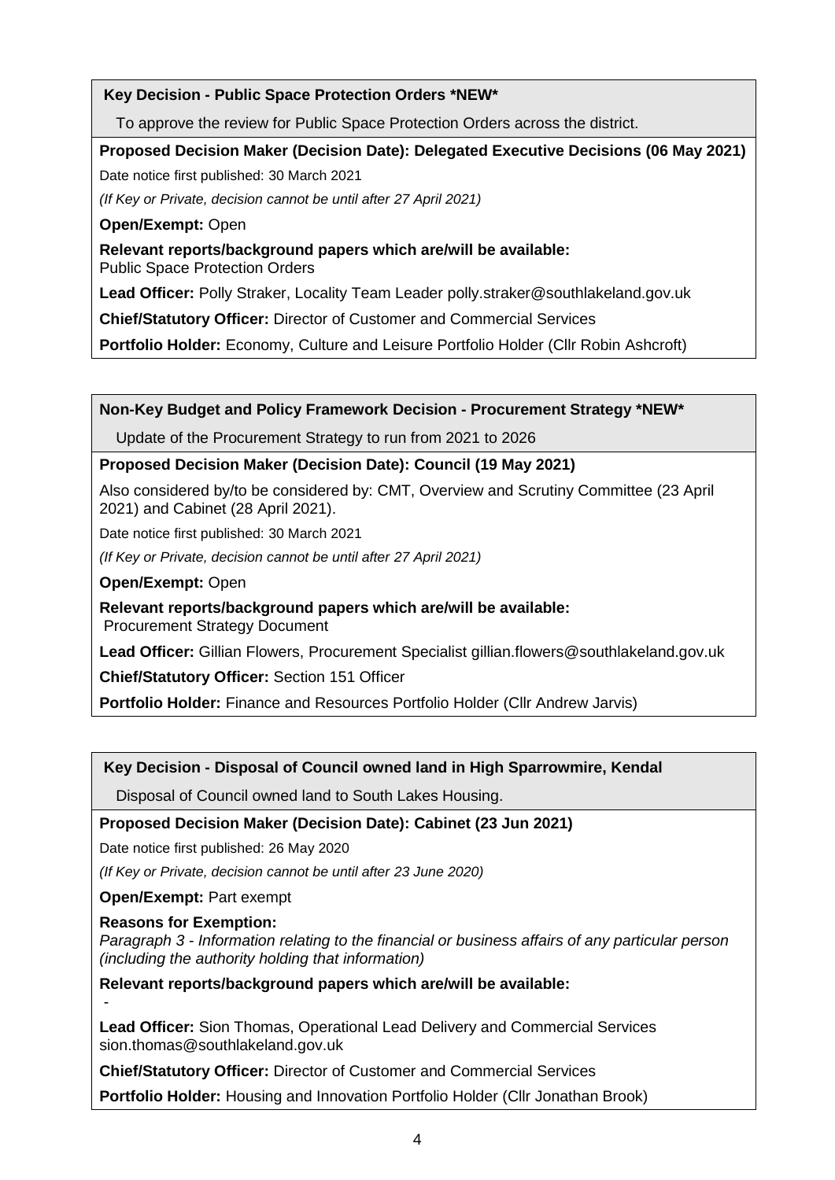**Key Decision - Public Space Protection Orders *NEW***

To approve the review for Public Space Protection Orders across the district.

**Proposed Decision Maker (Decision Date): Delegated Executive Decisions (06 May 2021)**

Date notice first published: 30 March 2021

*(If Key or Private, decision cannot be until after 27 April 2021)*

**Open/Exempt:** Open

**Relevant reports/background papers which are/will be available:**
Public Space Protection Orders

**Lead Officer:** Polly Straker, Locality Team Leader polly.straker@southlakeland.gov.uk

**Chief/Statutory Officer:** Director of Customer and Commercial Services

**Portfolio Holder:** Economy, Culture and Leisure Portfolio Holder (Cllr Robin Ashcroft)

---

**Non-Key Budget and Policy Framework Decision - Procurement Strategy *NEW***

Update of the Procurement Strategy to run from 2021 to 2026

**Proposed Decision Maker (Decision Date): Council (19 May 2021)**

Also considered by/to be considered by: CMT, Overview and Scrutiny Committee (23 April 2021) and Cabinet (28 April 2021).

Date notice first published: 30 March 2021

*(If Key or Private, decision cannot be until after 27 April 2021)*

**Open/Exempt:** Open

**Relevant reports/background papers which are/will be available:**
Procurement Strategy Document

**Lead Officer:** Gillian Flowers, Procurement Specialist gillian.flowers@southlakeland.gov.uk

**Chief/Statutory Officer:** Section 151 Officer

**Portfolio Holder:** Finance and Resources Portfolio Holder (Cllr Andrew Jarvis)

---

**Key Decision - Disposal of Council owned land in High Sparrowmire, Kendal**

Disposal of Council owned land to South Lakes Housing.

**Proposed Decision Maker (Decision Date): Cabinet (23 Jun 2021)**

Date notice first published: 26 May 2020

*(If Key or Private, decision cannot be until after 23 June 2020)*

**Open/Exempt:** Part exempt

**Reasons for Exemption:**
*Paragraph 3 - Information relating to the financial or business affairs of any particular person (including the authority holding that information)*

**Relevant reports/background papers which are/will be available:**
-

**Lead Officer:** Sion Thomas, Operational Lead Delivery and Commercial Services sion.thomas@southlakeland.gov.uk

**Chief/Statutory Officer:** Director of Customer and Commercial Services

**Portfolio Holder:** Housing and Innovation Portfolio Holder (Cllr Jonathan Brook)